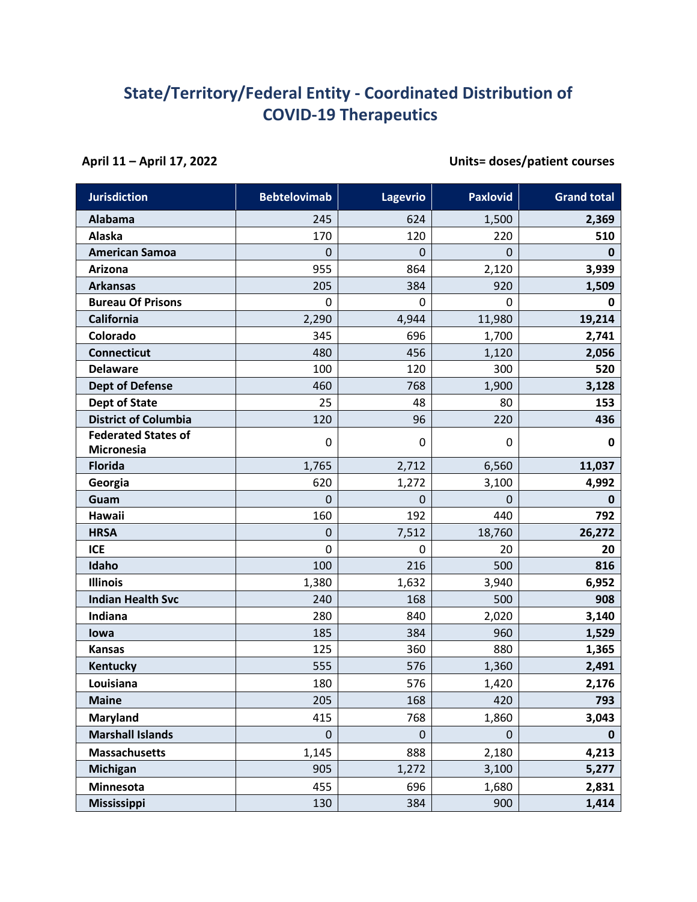# State/Territory/Federal Entity - Coordinated Distribution of COVID-19 Therapeutics

**April 11 – April 17, 2022** **Units= doses/patient courses**

| Jurisdiction | Bebtelovimab | Lagevrio | Paxlovid | Grand total |
|---|---|---|---|---|
| **Alabama** | 245 | 624 | 1,500 | **2,369** |
| **Alaska** | 170 | 120 | 220 | **510** |
| **American Samoa** | 0 | 0 | 0 | **0** |
| **Arizona** | 955 | 864 | 2,120 | **3,939** |
| **Arkansas** | 205 | 384 | 920 | **1,509** |
| **Bureau Of Prisons** | 0 | 0 | 0 | **0** |
| **California** | 2,290 | 4,944 | 11,980 | **19,214** |
| **Colorado** | 345 | 696 | 1,700 | **2,741** |
| **Connecticut** | 480 | 456 | 1,120 | **2,056** |
| **Delaware** | 100 | 120 | 300 | **520** |
| **Dept of Defense** | 460 | 768 | 1,900 | **3,128** |
| **Dept of State** | 25 | 48 | 80 | **153** |
| **District of Columbia** | 120 | 96 | 220 | **436** |
| **Federated States of Micronesia** | 0 | 0 | 0 | **0** |
| **Florida** | 1,765 | 2,712 | 6,560 | **11,037** |
| **Georgia** | 620 | 1,272 | 3,100 | **4,992** |
| **Guam** | 0 | 0 | 0 | **0** |
| **Hawaii** | 160 | 192 | 440 | **792** |
| **HRSA** | 0 | 7,512 | 18,760 | **26,272** |
| **ICE** | 0 | 0 | 20 | **20** |
| **Idaho** | 100 | 216 | 500 | **816** |
| **Illinois** | 1,380 | 1,632 | 3,940 | **6,952** |
| **Indian Health Svc** | 240 | 168 | 500 | **908** |
| **Indiana** | 280 | 840 | 2,020 | **3,140** |
| **Iowa** | 185 | 384 | 960 | **1,529** |
| **Kansas** | 125 | 360 | 880 | **1,365** |
| **Kentucky** | 555 | 576 | 1,360 | **2,491** |
| **Louisiana** | 180 | 576 | 1,420 | **2,176** |
| **Maine** | 205 | 168 | 420 | **793** |
| **Maryland** | 415 | 768 | 1,860 | **3,043** |
| **Marshall Islands** | 0 | 0 | 0 | **0** |
| **Massachusetts** | 1,145 | 888 | 2,180 | **4,213** |
| **Michigan** | 905 | 1,272 | 3,100 | **5,277** |
| **Minnesota** | 455 | 696 | 1,680 | **2,831** |
| **Mississippi** | 130 | 384 | 900 | **1,414** |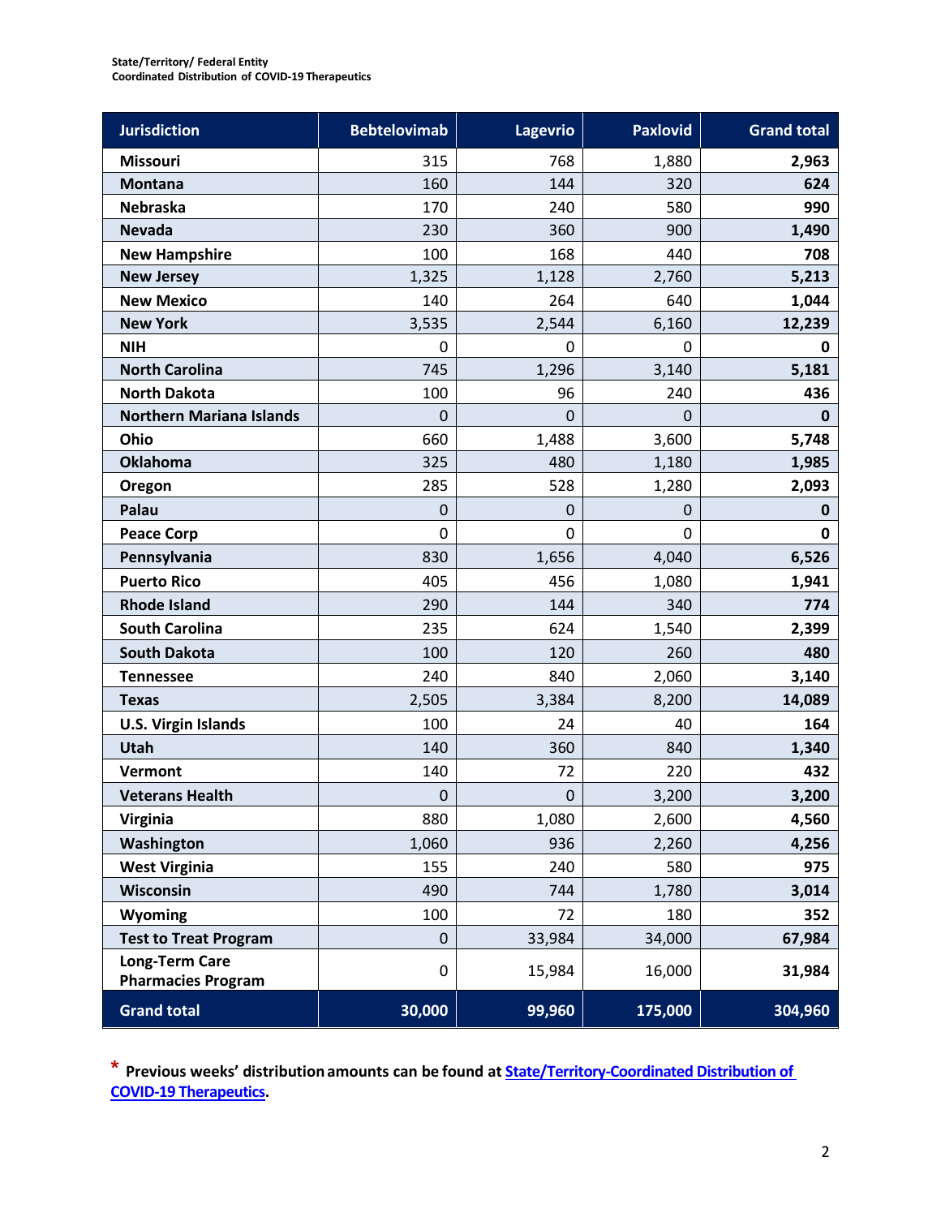State/Territory/ Federal Entity
Coordinated Distribution of COVID-19 Therapeutics

| Jurisdiction | Bebtelovimab | Lagevrio | Paxlovid | Grand total |
|---|---|---|---|---|
| **Missouri** | 315 | 768 | 1,880 | **2,963** |
| **Montana** | 160 | 144 | 320 | **624** |
| **Nebraska** | 170 | 240 | 580 | **990** |
| **Nevada** | 230 | 360 | 900 | **1,490** |
| **New Hampshire** | 100 | 168 | 440 | **708** |
| **New Jersey** | 1,325 | 1,128 | 2,760 | **5,213** |
| **New Mexico** | 140 | 264 | 640 | **1,044** |
| **New York** | 3,535 | 2,544 | 6,160 | **12,239** |
| **NIH** | 0 | 0 | 0 | **0** |
| **North Carolina** | 745 | 1,296 | 3,140 | **5,181** |
| **North Dakota** | 100 | 96 | 240 | **436** |
| **Northern Mariana Islands** | 0 | 0 | 0 | **0** |
| **Ohio** | 660 | 1,488 | 3,600 | **5,748** |
| **Oklahoma** | 325 | 480 | 1,180 | **1,985** |
| **Oregon** | 285 | 528 | 1,280 | **2,093** |
| **Palau** | 0 | 0 | 0 | **0** |
| **Peace Corp** | 0 | 0 | 0 | **0** |
| **Pennsylvania** | 830 | 1,656 | 4,040 | **6,526** |
| **Puerto Rico** | 405 | 456 | 1,080 | **1,941** |
| **Rhode Island** | 290 | 144 | 340 | **774** |
| **South Carolina** | 235 | 624 | 1,540 | **2,399** |
| **South Dakota** | 100 | 120 | 260 | **480** |
| **Tennessee** | 240 | 840 | 2,060 | **3,140** |
| **Texas** | 2,505 | 3,384 | 8,200 | **14,089** |
| **U.S. Virgin Islands** | 100 | 24 | 40 | **164** |
| **Utah** | 140 | 360 | 840 | **1,340** |
| **Vermont** | 140 | 72 | 220 | **432** |
| **Veterans Health** | 0 | 0 | 3,200 | **3,200** |
| **Virginia** | 880 | 1,080 | 2,600 | **4,560** |
| **Washington** | 1,060 | 936 | 2,260 | **4,256** |
| **West Virginia** | 155 | 240 | 580 | **975** |
| **Wisconsin** | 490 | 744 | 1,780 | **3,014** |
| **Wyoming** | 100 | 72 | 180 | **352** |
| **Test to Treat Program** | 0 | 33,984 | 34,000 | **67,984** |
| **Long-Term Care Pharmacies Program** | 0 | 15,984 | 16,000 | **31,984** |
| **Grand total** | **30,000** | **99,960** | **175,000** | **304,960** |

**\* Previous weeks' distribution amounts can be found at [State/Territory-Coordinated Distribution of COVID-19 Therapeutics](#).**